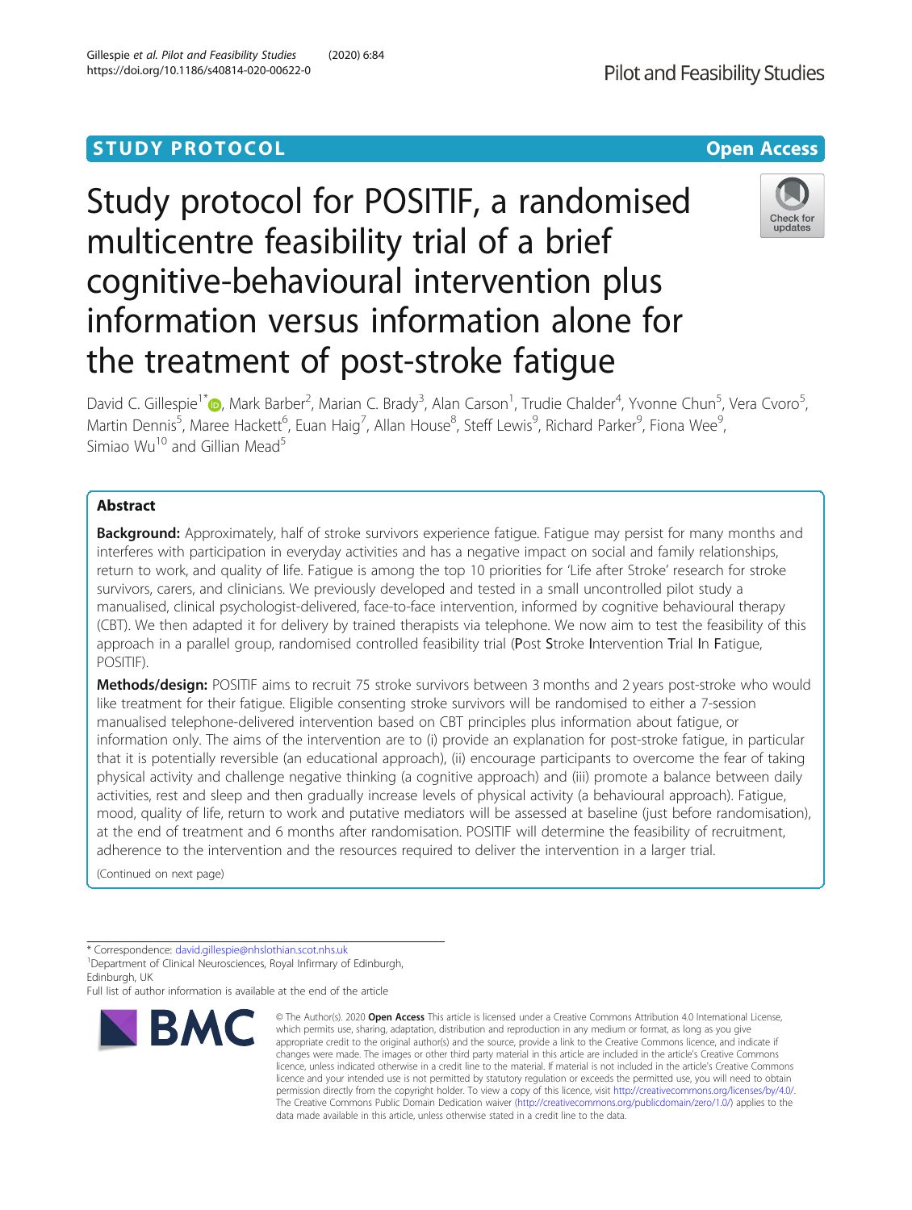STUDY PROTOCOL

Open Access

# Study protocol for POSITIF, a randomised multicentre feasibility trial of a brief cognitive-behavioural intervention plus information versus information alone for the treatment of post-stroke fatigue

David C. Gillespie[1*], Mark Barber[2], Marian C. Brady[3], Alan Carson[1], Trudie Chalder[4], Yvonne Chun[5], Vera Cvoro[5], Martin Dennis[5], Maree Hackett[6], Euan Haig[7], Allan House[8], Steff Lewis[9], Richard Parker[9], Fiona Wee[9], Simiao Wu[10] and Gillian Mead[5]

## Abstract

**Background:** Approximately, half of stroke survivors experience fatigue. Fatigue may persist for many months and interferes with participation in everyday activities and has a negative impact on social and family relationships, return to work, and quality of life. Fatigue is among the top 10 priorities for 'Life after Stroke' research for stroke survivors, carers, and clinicians. We previously developed and tested in a small uncontrolled pilot study a manualised, clinical psychologist-delivered, face-to-face intervention, informed by cognitive behavioural therapy (CBT). We then adapted it for delivery by trained therapists via telephone. We now aim to test the feasibility of this approach in a parallel group, randomised controlled feasibility trial (Post Stroke Intervention Trial In Fatigue, POSITIF).

**Methods/design:** POSITIF aims to recruit 75 stroke survivors between 3 months and 2 years post-stroke who would like treatment for their fatigue. Eligible consenting stroke survivors will be randomised to either a 7-session manualised telephone-delivered intervention based on CBT principles plus information about fatigue, or information only. The aims of the intervention are to (i) provide an explanation for post-stroke fatigue, in particular that it is potentially reversible (an educational approach), (ii) encourage participants to overcome the fear of taking physical activity and challenge negative thinking (a cognitive approach) and (iii) promote a balance between daily activities, rest and sleep and then gradually increase levels of physical activity (a behavioural approach). Fatigue, mood, quality of life, return to work and putative mediators will be assessed at baseline (just before randomisation), at the end of treatment and 6 months after randomisation. POSITIF will determine the feasibility of recruitment, adherence to the intervention and the resources required to deliver the intervention in a larger trial.

(Continued on next page)

* Correspondence: david.gillespie@nhslothian.scot.nhs.uk
[1]Department of Clinical Neurosciences, Royal Infirmary of Edinburgh, Edinburgh, UK
Full list of author information is available at the end of the article

© The Author(s). 2020 **Open Access** This article is licensed under a Creative Commons Attribution 4.0 International License, which permits use, sharing, adaptation, distribution and reproduction in any medium or format, as long as you give appropriate credit to the original author(s) and the source, provide a link to the Creative Commons licence, and indicate if changes were made. The images or other third party material in this article are included in the article's Creative Commons licence, unless indicated otherwise in a credit line to the material. If material is not included in the article's Creative Commons licence and your intended use is not permitted by statutory regulation or exceeds the permitted use, you will need to obtain permission directly from the copyright holder. To view a copy of this licence, visit http://creativecommons.org/licenses/by/4.0/. The Creative Commons Public Domain Dedication waiver (http://creativecommons.org/publicdomain/zero/1.0/) applies to the data made available in this article, unless otherwise stated in a credit line to the data.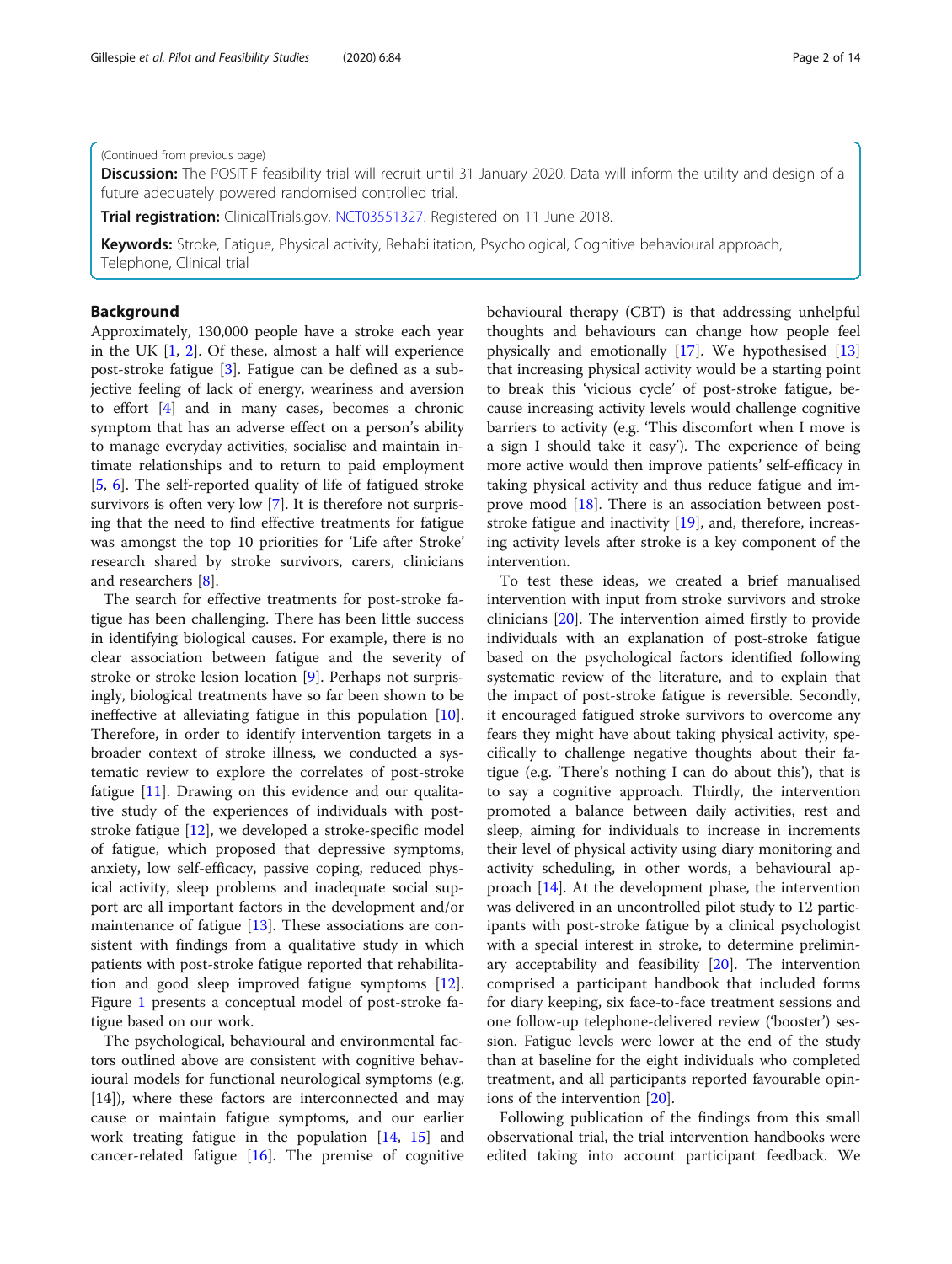(Continued from previous page)

**Discussion:** The POSITIF feasibility trial will recruit until 31 January 2020. Data will inform the utility and design of a future adequately powered randomised controlled trial.

**Trial registration:** ClinicalTrials.gov, NCT03551327. Registered on 11 June 2018.

**Keywords:** Stroke, Fatigue, Physical activity, Rehabilitation, Psychological, Cognitive behavioural approach, Telephone, Clinical trial

## Background

Approximately, 130,000 people have a stroke each year in the UK [1, 2]. Of these, almost a half will experience post-stroke fatigue [3]. Fatigue can be defined as a subjective feeling of lack of energy, weariness and aversion to effort [4] and in many cases, becomes a chronic symptom that has an adverse effect on a person's ability to manage everyday activities, socialise and maintain intimate relationships and to return to paid employment [5, 6]. The self-reported quality of life of fatigued stroke survivors is often very low [7]. It is therefore not surprising that the need to find effective treatments for fatigue was amongst the top 10 priorities for 'Life after Stroke' research shared by stroke survivors, carers, clinicians and researchers [8].

The search for effective treatments for post-stroke fatigue has been challenging. There has been little success in identifying biological causes. For example, there is no clear association between fatigue and the severity of stroke or stroke lesion location [9]. Perhaps not surprisingly, biological treatments have so far been shown to be ineffective at alleviating fatigue in this population [10]. Therefore, in order to identify intervention targets in a broader context of stroke illness, we conducted a systematic review to explore the correlates of post-stroke fatigue [11]. Drawing on this evidence and our qualitative study of the experiences of individuals with post-stroke fatigue [12], we developed a stroke-specific model of fatigue, which proposed that depressive symptoms, anxiety, low self-efficacy, passive coping, reduced physical activity, sleep problems and inadequate social support are all important factors in the development and/or maintenance of fatigue [13]. These associations are consistent with findings from a qualitative study in which patients with post-stroke fatigue reported that rehabilitation and good sleep improved fatigue symptoms [12]. Figure 1 presents a conceptual model of post-stroke fatigue based on our work.

The psychological, behavioural and environmental factors outlined above are consistent with cognitive behavioural models for functional neurological symptoms (e.g. [14]), where these factors are interconnected and may cause or maintain fatigue symptoms, and our earlier work treating fatigue in the population [14, 15] and cancer-related fatigue [16]. The premise of cognitive behavioural therapy (CBT) is that addressing unhelpful thoughts and behaviours can change how people feel physically and emotionally [17]. We hypothesised [13] that increasing physical activity would be a starting point to break this 'vicious cycle' of post-stroke fatigue, because increasing activity levels would challenge cognitive barriers to activity (e.g. 'This discomfort when I move is a sign I should take it easy'). The experience of being more active would then improve patients' self-efficacy in taking physical activity and thus reduce fatigue and improve mood [18]. There is an association between post-stroke fatigue and inactivity [19], and, therefore, increasing activity levels after stroke is a key component of the intervention.

To test these ideas, we created a brief manualised intervention with input from stroke survivors and stroke clinicians [20]. The intervention aimed firstly to provide individuals with an explanation of post-stroke fatigue based on the psychological factors identified following systematic review of the literature, and to explain that the impact of post-stroke fatigue is reversible. Secondly, it encouraged fatigued stroke survivors to overcome any fears they might have about taking physical activity, specifically to challenge negative thoughts about their fatigue (e.g. 'There's nothing I can do about this'), that is to say a cognitive approach. Thirdly, the intervention promoted a balance between daily activities, rest and sleep, aiming for individuals to increase in increments their level of physical activity using diary monitoring and activity scheduling, in other words, a behavioural approach [14]. At the development phase, the intervention was delivered in an uncontrolled pilot study to 12 participants with post-stroke fatigue by a clinical psychologist with a special interest in stroke, to determine preliminary acceptability and feasibility [20]. The intervention comprised a participant handbook that included forms for diary keeping, six face-to-face treatment sessions and one follow-up telephone-delivered review ('booster') session. Fatigue levels were lower at the end of the study than at baseline for the eight individuals who completed treatment, and all participants reported favourable opinions of the intervention [20].

Following publication of the findings from this small observational trial, the trial intervention handbooks were edited taking into account participant feedback. We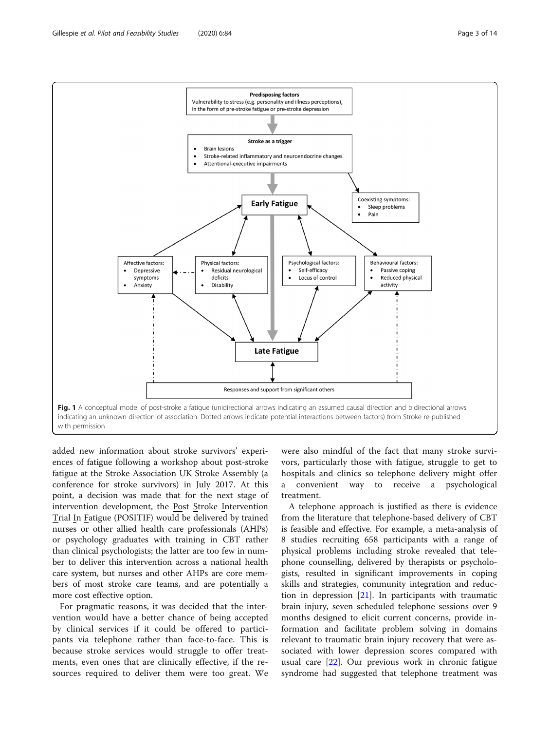**Fig. 1** A conceptual model of post-stroke a fatigue (unidirectional arrows indicating an assumed causal direction and bidirectional arrows indicating an unknown direction of association. Dotted arrows indicate potential interactions between factors) from Stroke re-published with permission

added new information about stroke survivors' experiences of fatigue following a workshop about post-stroke fatigue at the Stroke Association UK Stroke Assembly (a conference for stroke survivors) in July 2017. At this point, a decision was made that for the next stage of intervention development, the Post Stroke Intervention Trial In Fatigue (POSITIF) would be delivered by trained nurses or other allied health care professionals (AHPs) or psychology graduates with training in CBT rather than clinical psychologists; the latter are too few in number to deliver this intervention across a national health care system, but nurses and other AHPs are core members of most stroke care teams, and are potentially a more cost effective option.

For pragmatic reasons, it was decided that the intervention would have a better chance of being accepted by clinical services if it could be offered to participants via telephone rather than face-to-face. This is because stroke services would struggle to offer treatments, even ones that are clinically effective, if the resources required to deliver them were too great. We were also mindful of the fact that many stroke survivors, particularly those with fatigue, struggle to get to hospitals and clinics so telephone delivery might offer a convenient way to receive a psychological treatment.

A telephone approach is justified as there is evidence from the literature that telephone-based delivery of CBT is feasible and effective. For example, a meta-analysis of 8 studies recruiting 658 participants with a range of physical problems including stroke revealed that telephone counselling, delivered by therapists or psychologists, resulted in significant improvements in coping skills and strategies, community integration and reduction in depression [21]. In participants with traumatic brain injury, seven scheduled telephone sessions over 9 months designed to elicit current concerns, provide information and facilitate problem solving in domains relevant to traumatic brain injury recovery that were associated with lower depression scores compared with usual care [22]. Our previous work in chronic fatigue syndrome had suggested that telephone treatment was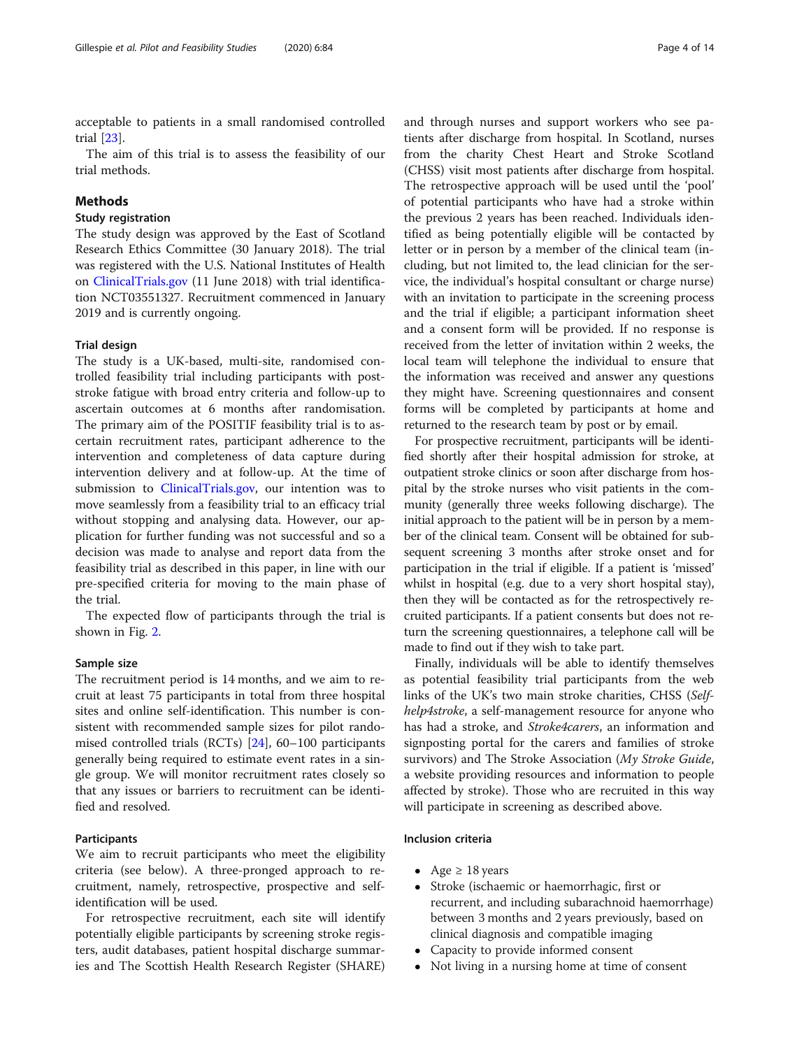acceptable to patients in a small randomised controlled trial [23].

The aim of this trial is to assess the feasibility of our trial methods.

## Methods

### Study registration

The study design was approved by the East of Scotland Research Ethics Committee (30 January 2018). The trial was registered with the U.S. National Institutes of Health on ClinicalTrials.gov (11 June 2018) with trial identification NCT03551327. Recruitment commenced in January 2019 and is currently ongoing.

### Trial design

The study is a UK-based, multi-site, randomised controlled feasibility trial including participants with post-stroke fatigue with broad entry criteria and follow-up to ascertain outcomes at 6 months after randomisation. The primary aim of the POSITIF feasibility trial is to ascertain recruitment rates, participant adherence to the intervention and completeness of data capture during intervention delivery and at follow-up. At the time of submission to ClinicalTrials.gov, our intention was to move seamlessly from a feasibility trial to an efficacy trial without stopping and analysing data. However, our application for further funding was not successful and so a decision was made to analyse and report data from the feasibility trial as described in this paper, in line with our pre-specified criteria for moving to the main phase of the trial.

The expected flow of participants through the trial is shown in Fig. 2.

### Sample size

The recruitment period is 14 months, and we aim to recruit at least 75 participants in total from three hospital sites and online self-identification. This number is consistent with recommended sample sizes for pilot randomised controlled trials (RCTs) [24], 60–100 participants generally being required to estimate event rates in a single group. We will monitor recruitment rates closely so that any issues or barriers to recruitment can be identified and resolved.

### Participants

We aim to recruit participants who meet the eligibility criteria (see below). A three-pronged approach to recruitment, namely, retrospective, prospective and self-identification will be used.

For retrospective recruitment, each site will identify potentially eligible participants by screening stroke registers, audit databases, patient hospital discharge summaries and The Scottish Health Research Register (SHARE) and through nurses and support workers who see patients after discharge from hospital. In Scotland, nurses from the charity Chest Heart and Stroke Scotland (CHSS) visit most patients after discharge from hospital. The retrospective approach will be used until the 'pool' of potential participants who have had a stroke within the previous 2 years has been reached. Individuals identified as being potentially eligible will be contacted by letter or in person by a member of the clinical team (including, but not limited to, the lead clinician for the service, the individual's hospital consultant or charge nurse) with an invitation to participate in the screening process and the trial if eligible; a participant information sheet and a consent form will be provided. If no response is received from the letter of invitation within 2 weeks, the local team will telephone the individual to ensure that the information was received and answer any questions they might have. Screening questionnaires and consent forms will be completed by participants at home and returned to the research team by post or by email.

For prospective recruitment, participants will be identified shortly after their hospital admission for stroke, at outpatient stroke clinics or soon after discharge from hospital by the stroke nurses who visit patients in the community (generally three weeks following discharge). The initial approach to the patient will be in person by a member of the clinical team. Consent will be obtained for subsequent screening 3 months after stroke onset and for participation in the trial if eligible. If a patient is 'missed' whilst in hospital (e.g. due to a very short hospital stay), then they will be contacted as for the retrospectively recruited participants. If a patient consents but does not return the screening questionnaires, a telephone call will be made to find out if they wish to take part.

Finally, individuals will be able to identify themselves as potential feasibility trial participants from the web links of the UK's two main stroke charities, CHSS (*Self-help4stroke*, a self-management resource for anyone who has had a stroke, and *Stroke4carers*, an information and signposting portal for the carers and families of stroke survivors) and The Stroke Association (*My Stroke Guide*, a website providing resources and information to people affected by stroke). Those who are recruited in this way will participate in screening as described above.

### Inclusion criteria

- Age ≥ 18 years
- Stroke (ischaemic or haemorrhagic, first or recurrent, and including subarachnoid haemorrhage) between 3 months and 2 years previously, based on clinical diagnosis and compatible imaging
- Capacity to provide informed consent
- Not living in a nursing home at time of consent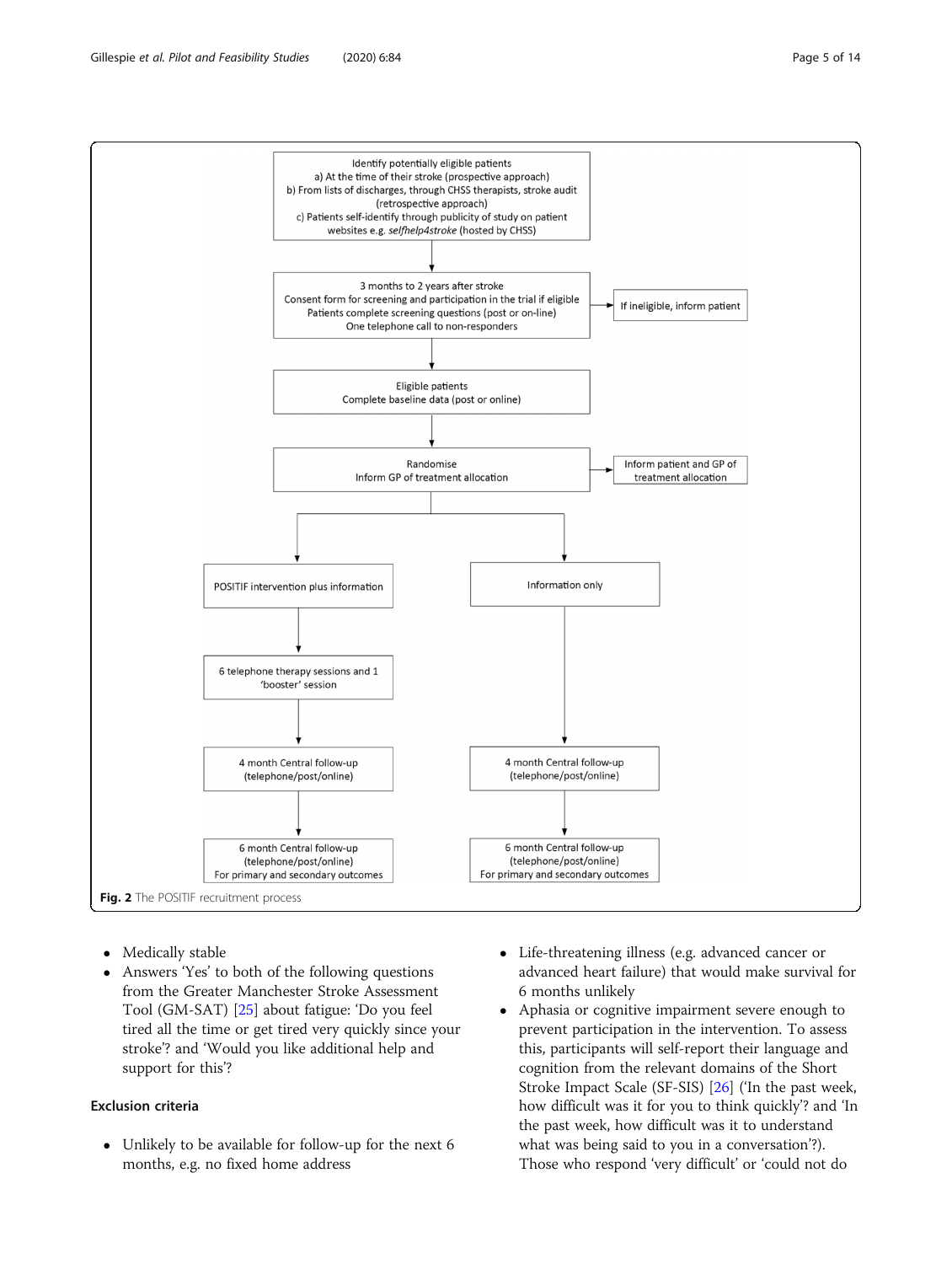Identify potentially eligible patients
a) At the time of their stroke (prospective approach)
b) From lists of discharges, through CHSS therapists, stroke audit (retrospective approach)
c) Patients self-identify through publicity of study on patient websites e.g. *selfhelp4stroke* (hosted by CHSS)

↓

3 months to 2 years after stroke
Consent form for screening and participation in the trial if eligible
Patients complete screening questions (post or on-line)
One telephone call to non-responders
→ If ineligible, inform patient

↓

Eligible patients
Complete baseline data (post or online)

↓

Randomise
Inform GP of treatment allocation
→ Inform patient and GP of treatment allocation

↓

| POSITIF intervention plus information | Information only |
|---|---|
| 6 telephone therapy sessions and 1 'booster' session | |
| 4 month Central follow-up (telephone/post/online) | 4 month Central follow-up (telephone/post/online) |
| 6 month Central follow-up (telephone/post/online) For primary and secondary outcomes | 6 month Central follow-up (telephone/post/online) For primary and secondary outcomes |

**Fig. 2** The POSITIF recruitment process

- Medically stable
- Answers 'Yes' to both of the following questions from the Greater Manchester Stroke Assessment Tool (GM-SAT) [25] about fatigue: 'Do you feel tired all the time or get tired very quickly since your stroke'? and 'Would you like additional help and support for this'?

### Exclusion criteria

- Unlikely to be available for follow-up for the next 6 months, e.g. no fixed home address
- Life-threatening illness (e.g. advanced cancer or advanced heart failure) that would make survival for 6 months unlikely
- Aphasia or cognitive impairment severe enough to prevent participation in the intervention. To assess this, participants will self-report their language and cognition from the relevant domains of the Short Stroke Impact Scale (SF-SIS) [26] ('In the past week, how difficult was it for you to think quickly'? and 'In the past week, how difficult was it to understand what was being said to you in a conversation'?). Those who respond 'very difficult' or 'could not do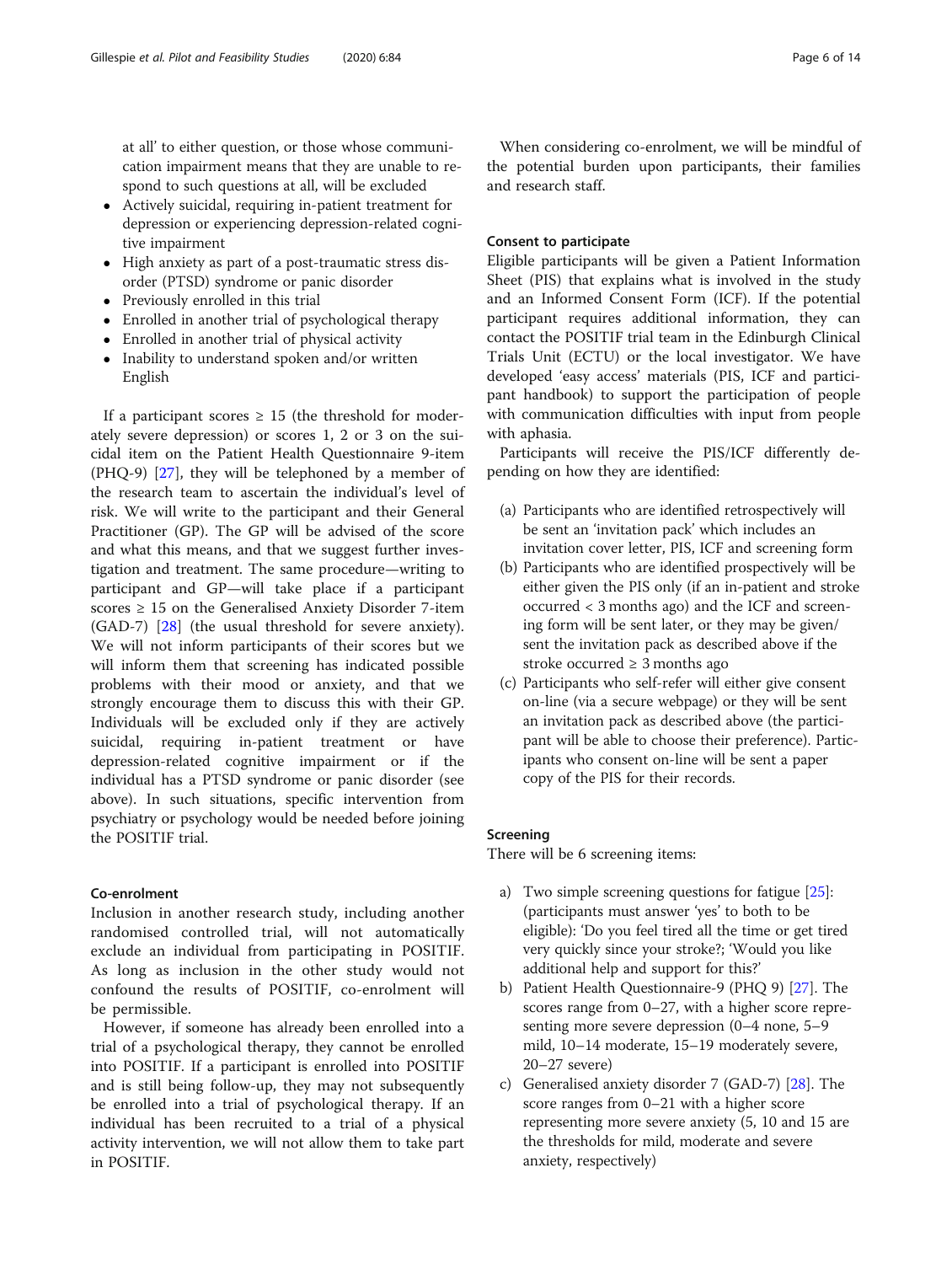at all' to either question, or those whose communication impairment means that they are unable to respond to such questions at all, will be excluded

- Actively suicidal, requiring in-patient treatment for depression or experiencing depression-related cognitive impairment
- High anxiety as part of a post-traumatic stress disorder (PTSD) syndrome or panic disorder
- Previously enrolled in this trial
- Enrolled in another trial of psychological therapy
- Enrolled in another trial of physical activity
- Inability to understand spoken and/or written English

If a participant scores ≥ 15 (the threshold for moderately severe depression) or scores 1, 2 or 3 on the suicidal item on the Patient Health Questionnaire 9-item (PHQ-9) [27], they will be telephoned by a member of the research team to ascertain the individual's level of risk. We will write to the participant and their General Practitioner (GP). The GP will be advised of the score and what this means, and that we suggest further investigation and treatment. The same procedure—writing to participant and GP—will take place if a participant scores ≥ 15 on the Generalised Anxiety Disorder 7-item (GAD-7) [28] (the usual threshold for severe anxiety). We will not inform participants of their scores but we will inform them that screening has indicated possible problems with their mood or anxiety, and that we strongly encourage them to discuss this with their GP. Individuals will be excluded only if they are actively suicidal, requiring in-patient treatment or have depression-related cognitive impairment or if the individual has a PTSD syndrome or panic disorder (see above). In such situations, specific intervention from psychiatry or psychology would be needed before joining the POSITIF trial.

### Co-enrolment

Inclusion in another research study, including another randomised controlled trial, will not automatically exclude an individual from participating in POSITIF. As long as inclusion in the other study would not confound the results of POSITIF, co-enrolment will be permissible.

However, if someone has already been enrolled into a trial of a psychological therapy, they cannot be enrolled into POSITIF. If a participant is enrolled into POSITIF and is still being follow-up, they may not subsequently be enrolled into a trial of psychological therapy. If an individual has been recruited to a trial of a physical activity intervention, we will not allow them to take part in POSITIF.

When considering co-enrolment, we will be mindful of the potential burden upon participants, their families and research staff.

### Consent to participate

Eligible participants will be given a Patient Information Sheet (PIS) that explains what is involved in the study and an Informed Consent Form (ICF). If the potential participant requires additional information, they can contact the POSITIF trial team in the Edinburgh Clinical Trials Unit (ECTU) or the local investigator. We have developed 'easy access' materials (PIS, ICF and participant handbook) to support the participation of people with communication difficulties with input from people with aphasia.

Participants will receive the PIS/ICF differently depending on how they are identified:

(a) Participants who are identified retrospectively will be sent an 'invitation pack' which includes an invitation cover letter, PIS, ICF and screening form
(b) Participants who are identified prospectively will be either given the PIS only (if an in-patient and stroke occurred < 3 months ago) and the ICF and screening form will be sent later, or they may be given/sent the invitation pack as described above if the stroke occurred ≥ 3 months ago
(c) Participants who self-refer will either give consent on-line (via a secure webpage) or they will be sent an invitation pack as described above (the participant will be able to choose their preference). Participants who consent on-line will be sent a paper copy of the PIS for their records.

### Screening

There will be 6 screening items:

a) Two simple screening questions for fatigue [25]: (participants must answer 'yes' to both to be eligible): 'Do you feel tired all the time or get tired very quickly since your stroke?; 'Would you like additional help and support for this?'
b) Patient Health Questionnaire-9 (PHQ 9) [27]. The scores range from 0–27, with a higher score representing more severe depression (0–4 none, 5–9 mild, 10–14 moderate, 15–19 moderately severe, 20–27 severe)
c) Generalised anxiety disorder 7 (GAD-7) [28]. The score ranges from 0–21 with a higher score representing more severe anxiety (5, 10 and 15 are the thresholds for mild, moderate and severe anxiety, respectively)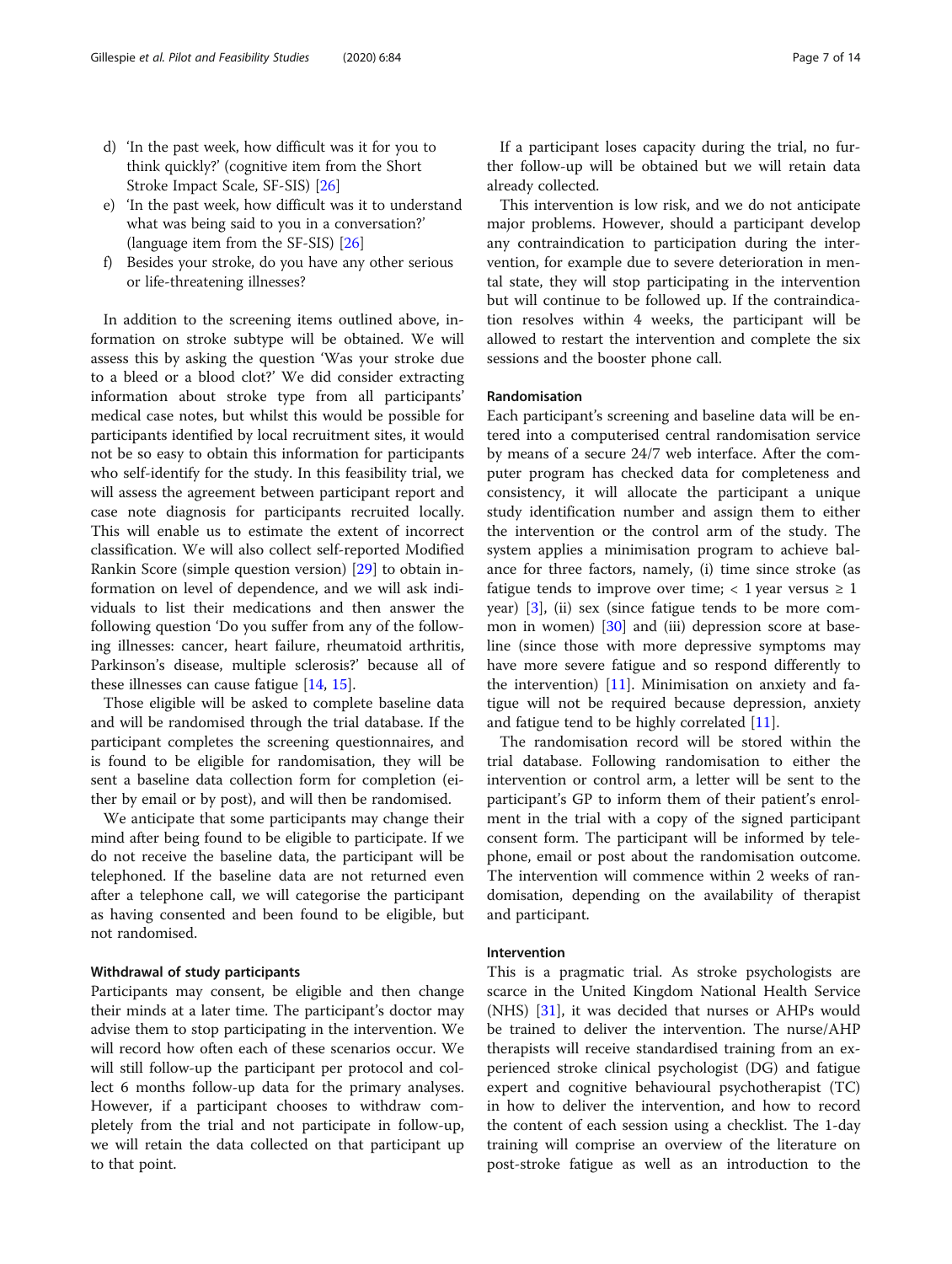d) 'In the past week, how difficult was it for you to think quickly?' (cognitive item from the Short Stroke Impact Scale, SF-SIS) [26]
e) 'In the past week, how difficult was it to understand what was being said to you in a conversation?' (language item from the SF-SIS) [26]
f) Besides your stroke, do you have any other serious or life-threatening illnesses?

In addition to the screening items outlined above, information on stroke subtype will be obtained. We will assess this by asking the question 'Was your stroke due to a bleed or a blood clot?' We did consider extracting information about stroke type from all participants' medical case notes, but whilst this would be possible for participants identified by local recruitment sites, it would not be so easy to obtain this information for participants who self-identify for the study. In this feasibility trial, we will assess the agreement between participant report and case note diagnosis for participants recruited locally. This will enable us to estimate the extent of incorrect classification. We will also collect self-reported Modified Rankin Score (simple question version) [29] to obtain information on level of dependence, and we will ask individuals to list their medications and then answer the following question 'Do you suffer from any of the following illnesses: cancer, heart failure, rheumatoid arthritis, Parkinson's disease, multiple sclerosis?' because all of these illnesses can cause fatigue [14, 15].

Those eligible will be asked to complete baseline data and will be randomised through the trial database. If the participant completes the screening questionnaires, and is found to be eligible for randomisation, they will be sent a baseline data collection form for completion (either by email or by post), and will then be randomised.

We anticipate that some participants may change their mind after being found to be eligible to participate. If we do not receive the baseline data, the participant will be telephoned. If the baseline data are not returned even after a telephone call, we will categorise the participant as having consented and been found to be eligible, but not randomised.

#### Withdrawal of study participants

Participants may consent, be eligible and then change their minds at a later time. The participant's doctor may advise them to stop participating in the intervention. We will record how often each of these scenarios occur. We will still follow-up the participant per protocol and collect 6 months follow-up data for the primary analyses. However, if a participant chooses to withdraw completely from the trial and not participate in follow-up, we will retain the data collected on that participant up to that point.

If a participant loses capacity during the trial, no further follow-up will be obtained but we will retain data already collected.

This intervention is low risk, and we do not anticipate major problems. However, should a participant develop any contraindication to participation during the intervention, for example due to severe deterioration in mental state, they will stop participating in the intervention but will continue to be followed up. If the contraindication resolves within 4 weeks, the participant will be allowed to restart the intervention and complete the six sessions and the booster phone call.

#### Randomisation

Each participant's screening and baseline data will be entered into a computerised central randomisation service by means of a secure 24/7 web interface. After the computer program has checked data for completeness and consistency, it will allocate the participant a unique study identification number and assign them to either the intervention or the control arm of the study. The system applies a minimisation program to achieve balance for three factors, namely, (i) time since stroke (as fatigue tends to improve over time; < 1 year versus ≥ 1 year) [3], (ii) sex (since fatigue tends to be more common in women) [30] and (iii) depression score at baseline (since those with more depressive symptoms may have more severe fatigue and so respond differently to the intervention) [11]. Minimisation on anxiety and fatigue will not be required because depression, anxiety and fatigue tend to be highly correlated [11].

The randomisation record will be stored within the trial database. Following randomisation to either the intervention or control arm, a letter will be sent to the participant's GP to inform them of their patient's enrolment in the trial with a copy of the signed participant consent form. The participant will be informed by telephone, email or post about the randomisation outcome. The intervention will commence within 2 weeks of randomisation, depending on the availability of therapist and participant.

#### Intervention

This is a pragmatic trial. As stroke psychologists are scarce in the United Kingdom National Health Service (NHS) [31], it was decided that nurses or AHPs would be trained to deliver the intervention. The nurse/AHP therapists will receive standardised training from an experienced stroke clinical psychologist (DG) and fatigue expert and cognitive behavioural psychotherapist (TC) in how to deliver the intervention, and how to record the content of each session using a checklist. The 1-day training will comprise an overview of the literature on post-stroke fatigue as well as an introduction to the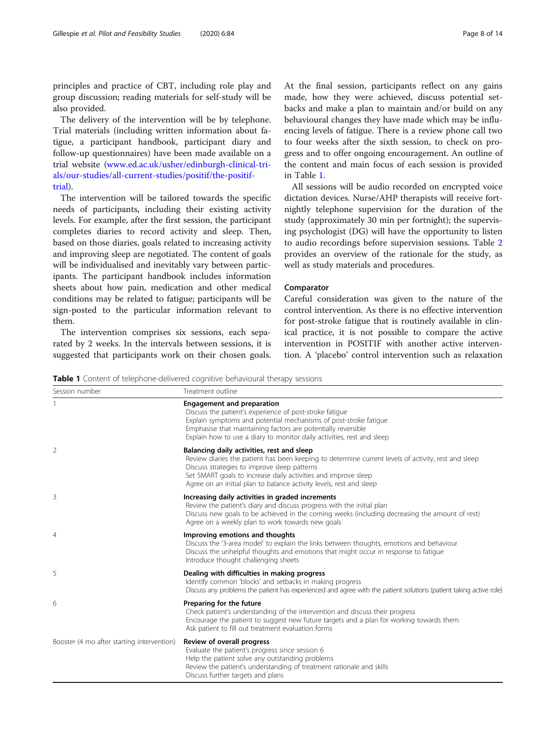principles and practice of CBT, including role play and group discussion; reading materials for self-study will be also provided.

The delivery of the intervention will be by telephone. Trial materials (including written information about fatigue, a participant handbook, participant diary and follow-up questionnaires) have been made available on a trial website (www.ed.ac.uk/usher/edinburgh-clinical-trials/our-studies/all-current-studies/positif/the-positif-trial).

The intervention will be tailored towards the specific needs of participants, including their existing activity levels. For example, after the first session, the participant completes diaries to record activity and sleep. Then, based on those diaries, goals related to increasing activity and improving sleep are negotiated. The content of goals will be individualised and inevitably vary between participants. The participant handbook includes information sheets about how pain, medication and other medical conditions may be related to fatigue; participants will be sign-posted to the particular information relevant to them.

The intervention comprises six sessions, each separated by 2 weeks. In the intervals between sessions, it is suggested that participants work on their chosen goals. At the final session, participants reflect on any gains made, how they were achieved, discuss potential setbacks and make a plan to maintain and/or build on any behavioural changes they have made which may be influencing levels of fatigue. There is a review phone call two to four weeks after the sixth session, to check on progress and to offer ongoing encouragement. An outline of the content and main focus of each session is provided in Table 1.

All sessions will be audio recorded on encrypted voice dictation devices. Nurse/AHP therapists will receive fortnightly telephone supervision for the duration of the study (approximately 30 min per fortnight); the supervising psychologist (DG) will have the opportunity to listen to audio recordings before supervision sessions. Table 2 provides an overview of the rationale for the study, as well as study materials and procedures.

### Comparator

Careful consideration was given to the nature of the control intervention. As there is no effective intervention for post-stroke fatigue that is routinely available in clinical practice, it is not possible to compare the active intervention in POSITIF with another active intervention. A 'placebo' control intervention such as relaxation

**Table 1** Content of telephone-delivered cognitive behavioural therapy sessions

| Session number | Treatment outline |
|---|---|
| 1 | **Engagement and preparation**<br>Discuss the patient's experience of post-stroke fatigue<br>Explain symptoms and potential mechanisms of post-stroke fatigue<br>Emphasise that maintaining factors are potentially reversible<br>Explain how to use a diary to monitor daily activities, rest and sleep |
| 2 | **Balancing daily activities, rest and sleep**<br>Review diaries the patient has been keeping to determine current levels of activity, rest and sleep<br>Discuss strategies to improve sleep patterns<br>Set SMART goals to increase daily activities and improve sleep<br>Agree on an initial plan to balance activity levels, rest and sleep |
| 3 | **Increasing daily activities in graded increments**<br>Review the patient's diary and discuss progress with the initial plan<br>Discuss new goals to be achieved in the coming weeks (including decreasing the amount of rest)<br>Agree on a weekly plan to work towards new goals |
| 4 | **Improving emotions and thoughts**<br>Discuss the '3-area model' to explain the links between thoughts, emotions and behaviour<br>Discuss the unhelpful thoughts and emotions that might occur in response to fatigue<br>Introduce thought challenging sheets |
| 5 | **Dealing with difficulties in making progress**<br>Identify common 'blocks' and setbacks in making progress<br>Discuss any problems the patient has experienced and agree with the patient solutions (patient taking active role) |
| 6 | **Preparing for the future**<br>Check patient's understanding of the intervention and discuss their progress<br>Encourage the patient to suggest new future targets and a plan for working towards them<br>Ask patient to fill out treatment evaluation forms |
| Booster (4 mo after starting intervention) | **Review of overall progress**<br>Evaluate the patient's progress since session 6<br>Help the patient solve any outstanding problems<br>Review the patient's understanding of treatment rationale and skills<br>Discuss further targets and plans |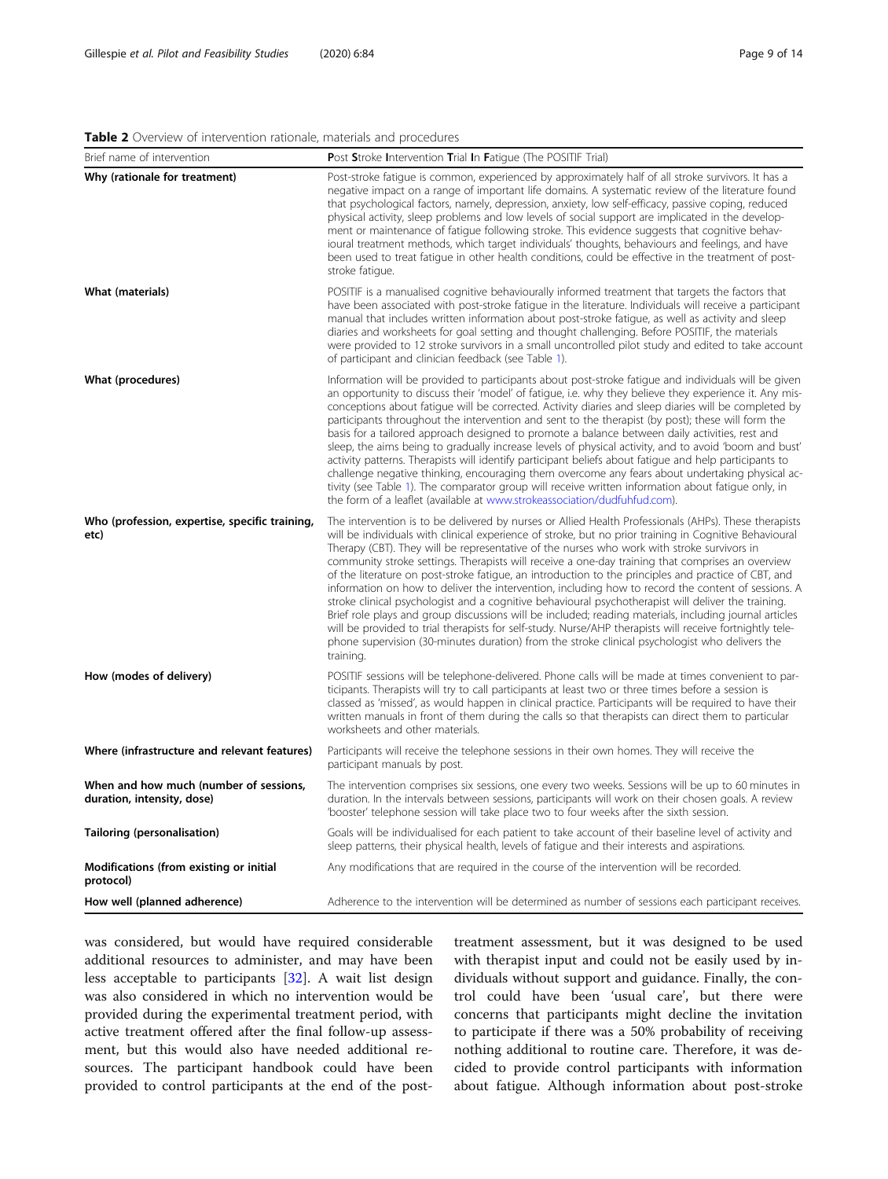**Table 2** Overview of intervention rationale, materials and procedures

| Brief name of intervention | **P**ost **S**troke **I**ntervention **T**rial **I**n **F**atigue (The POSITIF Trial) |
|---|---|
| **Why (rationale for treatment)** | Post-stroke fatigue is common, experienced by approximately half of all stroke survivors. It has a negative impact on a range of important life domains. A systematic review of the literature found that psychological factors, namely, depression, anxiety, low self-efficacy, passive coping, reduced physical activity, sleep problems and low levels of social support are implicated in the development or maintenance of fatigue following stroke. This evidence suggests that cognitive behavioural treatment methods, which target individuals' thoughts, behaviours and feelings, and have been used to treat fatigue in other health conditions, could be effective in the treatment of post-stroke fatigue. |
| **What (materials)** | POSITIF is a manualised cognitive behaviourally informed treatment that targets the factors that have been associated with post-stroke fatigue in the literature. Individuals will receive a participant manual that includes written information about post-stroke fatigue, as well as activity and sleep diaries and worksheets for goal setting and thought challenging. Before POSITIF, the materials were provided to 12 stroke survivors in a small uncontrolled pilot study and edited to take account of participant and clinician feedback (see Table 1). |
| **What (procedures)** | Information will be provided to participants about post-stroke fatigue and individuals will be given an opportunity to discuss their 'model' of fatigue, i.e. why they believe they experience it. Any misconceptions about fatigue will be corrected. Activity diaries and sleep diaries will be completed by participants throughout the intervention and sent to the therapist (by post); these will form the basis for a tailored approach designed to promote a balance between daily activities, rest and sleep, the aims being to gradually increase levels of physical activity, and to avoid 'boom and bust' activity patterns. Therapists will identify participant beliefs about fatigue and help participants to challenge negative thinking, encouraging them overcome any fears about undertaking physical activity (see Table 1). The comparator group will receive written information about fatigue only, in the form of a leaflet (available at www.strokeassociation/dudfuhfud.com). |
| **Who (profession, expertise, specific training, etc)** | The intervention is to be delivered by nurses or Allied Health Professionals (AHPs). These therapists will be individuals with clinical experience of stroke, but no prior training in Cognitive Behavioural Therapy (CBT). They will be representative of the nurses who work with stroke survivors in community stroke settings. Therapists will receive a one-day training that comprises an overview of the literature on post-stroke fatigue, an introduction to the principles and practice of CBT, and information on how to deliver the intervention, including how to record the content of sessions. A stroke clinical psychologist and a cognitive behavioural psychotherapist will deliver the training. Brief role plays and group discussions will be included; reading materials, including journal articles will be provided to trial therapists for self-study. Nurse/AHP therapists will receive fortnightly telephone supervision (30-minutes duration) from the stroke clinical psychologist who delivers the training. |
| **How (modes of delivery)** | POSITIF sessions will be telephone-delivered. Phone calls will be made at times convenient to participants. Therapists will try to call participants at least two or three times before a session is classed as 'missed', as would happen in clinical practice. Participants will be required to have their written manuals in front of them during the calls so that therapists can direct them to particular worksheets and other materials. |
| **Where (infrastructure and relevant features)** | Participants will receive the telephone sessions in their own homes. They will receive the participant manuals by post. |
| **When and how much (number of sessions, duration, intensity, dose)** | The intervention comprises six sessions, one every two weeks. Sessions will be up to 60 minutes in duration. In the intervals between sessions, participants will work on their chosen goals. A review 'booster' telephone session will take place two to four weeks after the sixth session. |
| **Tailoring (personalisation)** | Goals will be individualised for each patient to take account of their baseline level of activity and sleep patterns, their physical health, levels of fatigue and their interests and aspirations. |
| **Modifications (from existing or initial protocol)** | Any modifications that are required in the course of the intervention will be recorded. |
| **How well (planned adherence)** | Adherence to the intervention will be determined as number of sessions each participant receives. |

was considered, but would have required considerable additional resources to administer, and may have been less acceptable to participants [32]. A wait list design was also considered in which no intervention would be provided during the experimental treatment period, with active treatment offered after the final follow-up assessment, but this would also have needed additional resources. The participant handbook could have been provided to control participants at the end of the post-treatment assessment, but it was designed to be used with therapist input and could not be easily used by individuals without support and guidance. Finally, the control could have been 'usual care', but there were concerns that participants might decline the invitation to participate if there was a 50% probability of receiving nothing additional to routine care. Therefore, it was decided to provide control participants with information about fatigue. Although information about post-stroke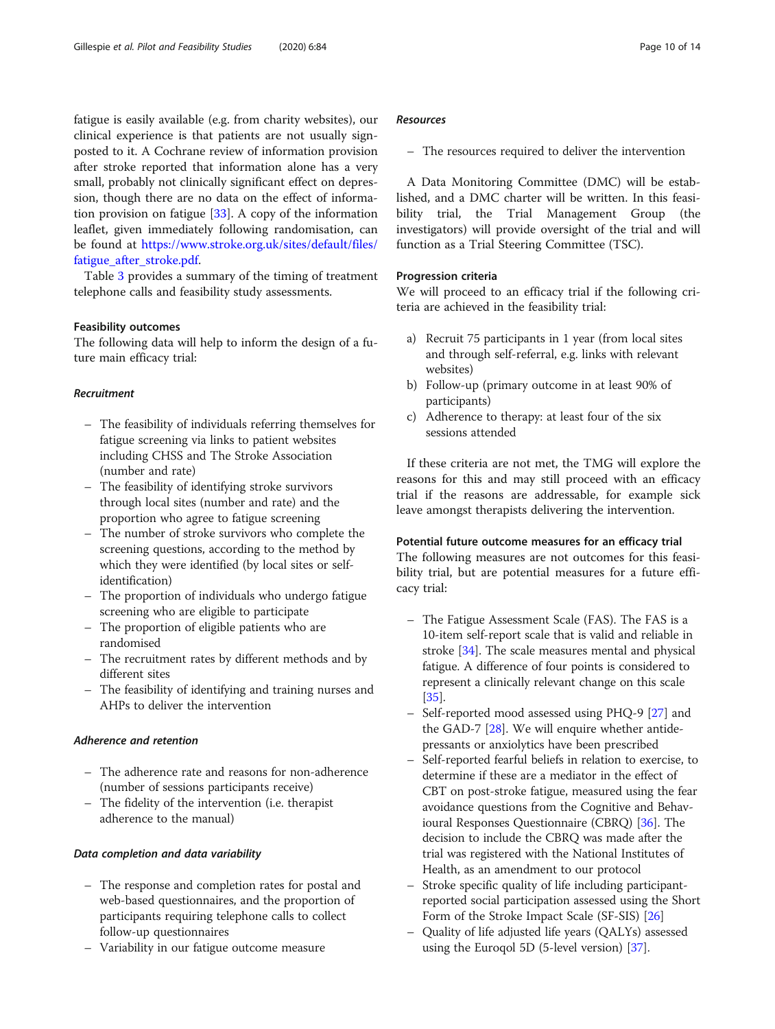fatigue is easily available (e.g. from charity websites), our clinical experience is that patients are not usually signposted to it. A Cochrane review of information provision after stroke reported that information alone has a very small, probably not clinically significant effect on depression, though there are no data on the effect of information provision on fatigue [33]. A copy of the information leaflet, given immediately following randomisation, can be found at https://www.stroke.org.uk/sites/default/files/fatigue_after_stroke.pdf.

Table 3 provides a summary of the timing of treatment telephone calls and feasibility study assessments.

### Feasibility outcomes

The following data will help to inform the design of a future main efficacy trial:

#### *Recruitment*

- The feasibility of individuals referring themselves for fatigue screening via links to patient websites including CHSS and The Stroke Association (number and rate)
- The feasibility of identifying stroke survivors through local sites (number and rate) and the proportion who agree to fatigue screening
- The number of stroke survivors who complete the screening questions, according to the method by which they were identified (by local sites or self-identification)
- The proportion of individuals who undergo fatigue screening who are eligible to participate
- The proportion of eligible patients who are randomised
- The recruitment rates by different methods and by different sites
- The feasibility of identifying and training nurses and AHPs to deliver the intervention

#### *Adherence and retention*

- The adherence rate and reasons for non-adherence (number of sessions participants receive)
- The fidelity of the intervention (i.e. therapist adherence to the manual)

#### *Data completion and data variability*

- The response and completion rates for postal and web-based questionnaires, and the proportion of participants requiring telephone calls to collect follow-up questionnaires
- Variability in our fatigue outcome measure

#### *Resources*

- The resources required to deliver the intervention

A Data Monitoring Committee (DMC) will be established, and a DMC charter will be written. In this feasibility trial, the Trial Management Group (the investigators) will provide oversight of the trial and will function as a Trial Steering Committee (TSC).

### Progression criteria

We will proceed to an efficacy trial if the following criteria are achieved in the feasibility trial:

a) Recruit 75 participants in 1 year (from local sites and through self-referral, e.g. links with relevant websites)
b) Follow-up (primary outcome in at least 90% of participants)
c) Adherence to therapy: at least four of the six sessions attended

If these criteria are not met, the TMG will explore the reasons for this and may still proceed with an efficacy trial if the reasons are addressable, for example sick leave amongst therapists delivering the intervention.

### Potential future outcome measures for an efficacy trial

The following measures are not outcomes for this feasibility trial, but are potential measures for a future efficacy trial:

- The Fatigue Assessment Scale (FAS). The FAS is a 10-item self-report scale that is valid and reliable in stroke [34]. The scale measures mental and physical fatigue. A difference of four points is considered to represent a clinically relevant change on this scale [35].
- Self-reported mood assessed using PHQ-9 [27] and the GAD-7 [28]. We will enquire whether antidepressants or anxiolytics have been prescribed
- Self-reported fearful beliefs in relation to exercise, to determine if these are a mediator in the effect of CBT on post-stroke fatigue, measured using the fear avoidance questions from the Cognitive and Behavioural Responses Questionnaire (CBRQ) [36]. The decision to include the CBRQ was made after the trial was registered with the National Institutes of Health, as an amendment to our protocol
- Stroke specific quality of life including participant-reported social participation assessed using the Short Form of the Stroke Impact Scale (SF-SIS) [26]
- Quality of life adjusted life years (QALYs) assessed using the Euroqol 5D (5-level version) [37].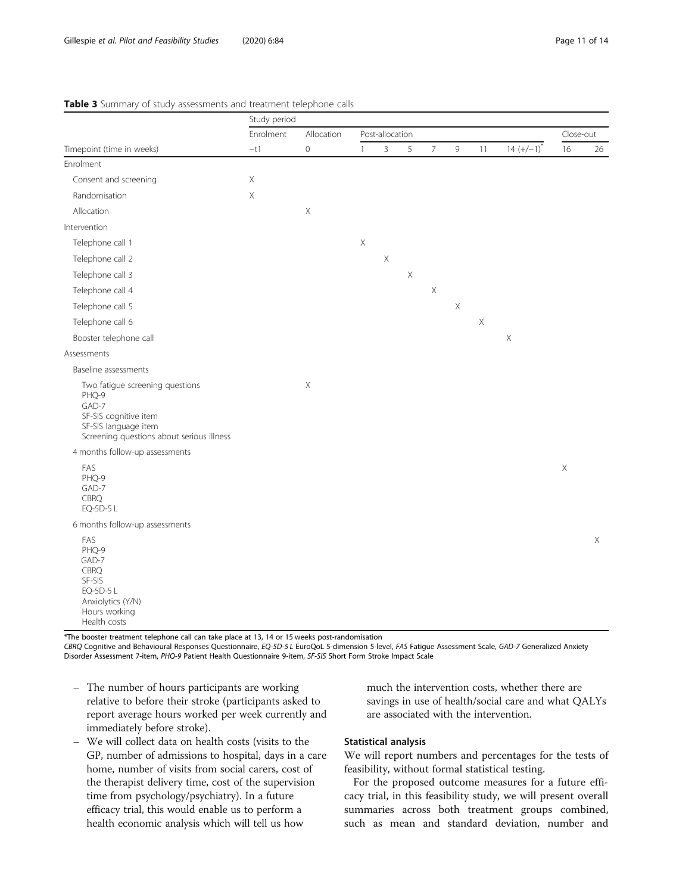**Table 3** Summary of study assessments and treatment telephone calls

| | Study period | | | | | | | | | | |
|---|---|---|---|---|---|---|---|---|---|---|---|
| | Enrolment | Allocation | Post-allocation | | | | | | | Close-out | |
| Timepoint (time in weeks) | −t1 | 0 | 1 | 3 | 5 | 7 | 9 | 11 | 14 (+/−1)* | 16 | 26 |
| Enrolment | | | | | | | | | | | |
| Consent and screening | X | | | | | | | | | | |
| Randomisation | X | | | | | | | | | | |
| Allocation | | X | | | | | | | | | |
| Intervention | | | | | | | | | | | |
| Telephone call 1 | | | X | | | | | | | | |
| Telephone call 2 | | | | X | | | | | | | |
| Telephone call 3 | | | | | X | | | | | | |
| Telephone call 4 | | | | | | X | | | | | |
| Telephone call 5 | | | | | | | X | | | | |
| Telephone call 6 | | | | | | | | X | | | |
| Booster telephone call | | | | | | | | | X | | |
| Assessments | | | | | | | | | | | |
| Baseline assessments | | | | | | | | | | | |
| Two fatigue screening questions<br>PHQ-9<br>GAD-7<br>SF-SIS cognitive item<br>SF-SIS language item<br>Screening questions about serious illness | | X | | | | | | | | | |
| 4 months follow-up assessments | | | | | | | | | | | |
| FAS<br>PHQ-9<br>GAD-7<br>CBRQ<br>EQ-5D-5 L | | | | | | | | | | X | |
| 6 months follow-up assessments | | | | | | | | | | | |
| FAS<br>PHQ-9<br>GAD-7<br>CBRQ<br>SF-SIS<br>EQ-5D-5 L<br>Anxiolytics (Y/N)<br>Hours working<br>Health costs | | | | | | | | | | | X |

*The booster treatment telephone call can take place at 13, 14 or 15 weeks post-randomisation

*CBRQ* Cognitive and Behavioural Responses Questionnaire, *EQ-5D-5 L* EuroQoL 5-dimension 5-level, *FAS* Fatigue Assessment Scale, *GAD-7* Generalized Anxiety Disorder Assessment 7-item, *PHQ-9* Patient Health Questionnaire 9-item, *SF-SIS* Short Form Stroke Impact Scale

– The number of hours participants are working relative to before their stroke (participants asked to report average hours worked per week currently and immediately before stroke).

– We will collect data on health costs (visits to the GP, number of admissions to hospital, days in a care home, number of visits from social carers, cost of the therapist delivery time, cost of the supervision time from psychology/psychiatry). In a future efficacy trial, this would enable us to perform a health economic analysis which will tell us how much the intervention costs, whether there are savings in use of health/social care and what QALYs are associated with the intervention.

### Statistical analysis

We will report numbers and percentages for the tests of feasibility, without formal statistical testing.

For the proposed outcome measures for a future efficacy trial, in this feasibility study, we will present overall summaries across both treatment groups combined, such as mean and standard deviation, number and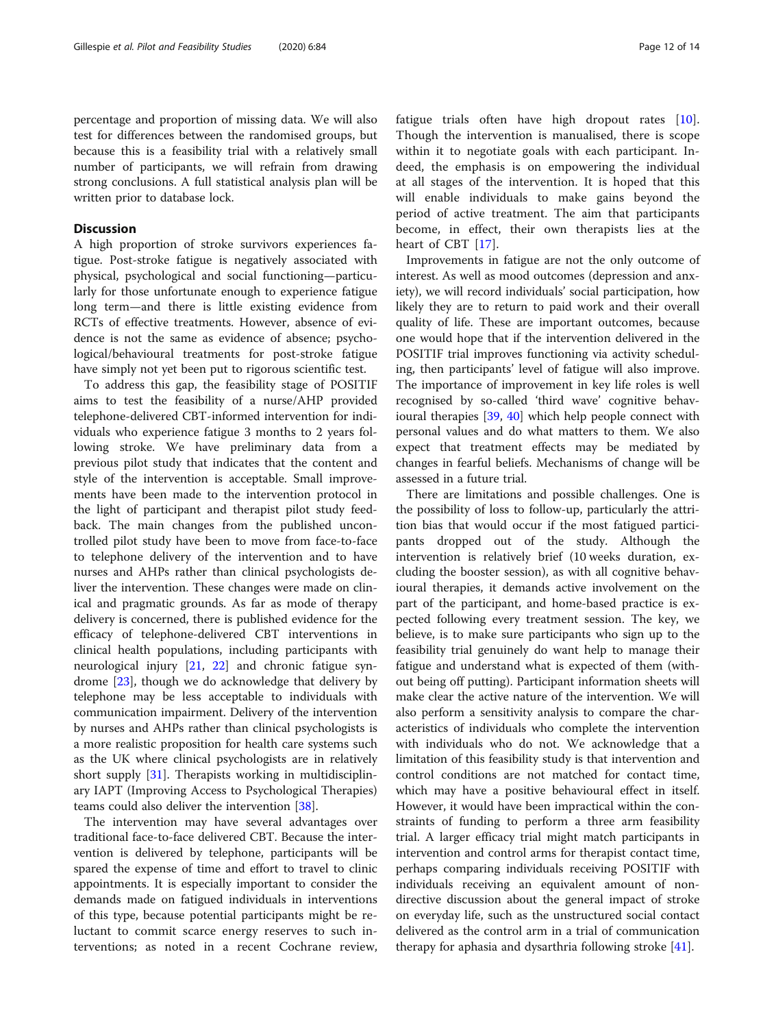percentage and proportion of missing data. We will also test for differences between the randomised groups, but because this is a feasibility trial with a relatively small number of participants, we will refrain from drawing strong conclusions. A full statistical analysis plan will be written prior to database lock.

## Discussion

A high proportion of stroke survivors experiences fatigue. Post-stroke fatigue is negatively associated with physical, psychological and social functioning—particularly for those unfortunate enough to experience fatigue long term—and there is little existing evidence from RCTs of effective treatments. However, absence of evidence is not the same as evidence of absence; psychological/behavioural treatments for post-stroke fatigue have simply not yet been put to rigorous scientific test.

To address this gap, the feasibility stage of POSITIF aims to test the feasibility of a nurse/AHP provided telephone-delivered CBT-informed intervention for individuals who experience fatigue 3 months to 2 years following stroke. We have preliminary data from a previous pilot study that indicates that the content and style of the intervention is acceptable. Small improvements have been made to the intervention protocol in the light of participant and therapist pilot study feedback. The main changes from the published uncontrolled pilot study have been to move from face-to-face to telephone delivery of the intervention and to have nurses and AHPs rather than clinical psychologists deliver the intervention. These changes were made on clinical and pragmatic grounds. As far as mode of therapy delivery is concerned, there is published evidence for the efficacy of telephone-delivered CBT interventions in clinical health populations, including participants with neurological injury [21, 22] and chronic fatigue syndrome [23], though we do acknowledge that delivery by telephone may be less acceptable to individuals with communication impairment. Delivery of the intervention by nurses and AHPs rather than clinical psychologists is a more realistic proposition for health care systems such as the UK where clinical psychologists are in relatively short supply [31]. Therapists working in multidisciplinary IAPT (Improving Access to Psychological Therapies) teams could also deliver the intervention [38].

The intervention may have several advantages over traditional face-to-face delivered CBT. Because the intervention is delivered by telephone, participants will be spared the expense of time and effort to travel to clinic appointments. It is especially important to consider the demands made on fatigued individuals in interventions of this type, because potential participants might be reluctant to commit scarce energy reserves to such interventions; as noted in a recent Cochrane review, fatigue trials often have high dropout rates [10]. Though the intervention is manualised, there is scope within it to negotiate goals with each participant. Indeed, the emphasis is on empowering the individual at all stages of the intervention. It is hoped that this will enable individuals to make gains beyond the period of active treatment. The aim that participants become, in effect, their own therapists lies at the heart of CBT [17].

Improvements in fatigue are not the only outcome of interest. As well as mood outcomes (depression and anxiety), we will record individuals' social participation, how likely they are to return to paid work and their overall quality of life. These are important outcomes, because one would hope that if the intervention delivered in the POSITIF trial improves functioning via activity scheduling, then participants' level of fatigue will also improve. The importance of improvement in key life roles is well recognised by so-called 'third wave' cognitive behavioural therapies [39, 40] which help people connect with personal values and do what matters to them. We also expect that treatment effects may be mediated by changes in fearful beliefs. Mechanisms of change will be assessed in a future trial.

There are limitations and possible challenges. One is the possibility of loss to follow-up, particularly the attrition bias that would occur if the most fatigued participants dropped out of the study. Although the intervention is relatively brief (10 weeks duration, excluding the booster session), as with all cognitive behavioural therapies, it demands active involvement on the part of the participant, and home-based practice is expected following every treatment session. The key, we believe, is to make sure participants who sign up to the feasibility trial genuinely do want help to manage their fatigue and understand what is expected of them (without being off putting). Participant information sheets will make clear the active nature of the intervention. We will also perform a sensitivity analysis to compare the characteristics of individuals who complete the intervention with individuals who do not. We acknowledge that a limitation of this feasibility study is that intervention and control conditions are not matched for contact time, which may have a positive behavioural effect in itself. However, it would have been impractical within the constraints of funding to perform a three arm feasibility trial. A larger efficacy trial might match participants in intervention and control arms for therapist contact time, perhaps comparing individuals receiving POSITIF with individuals receiving an equivalent amount of non-directive discussion about the general impact of stroke on everyday life, such as the unstructured social contact delivered as the control arm in a trial of communication therapy for aphasia and dysarthria following stroke [41].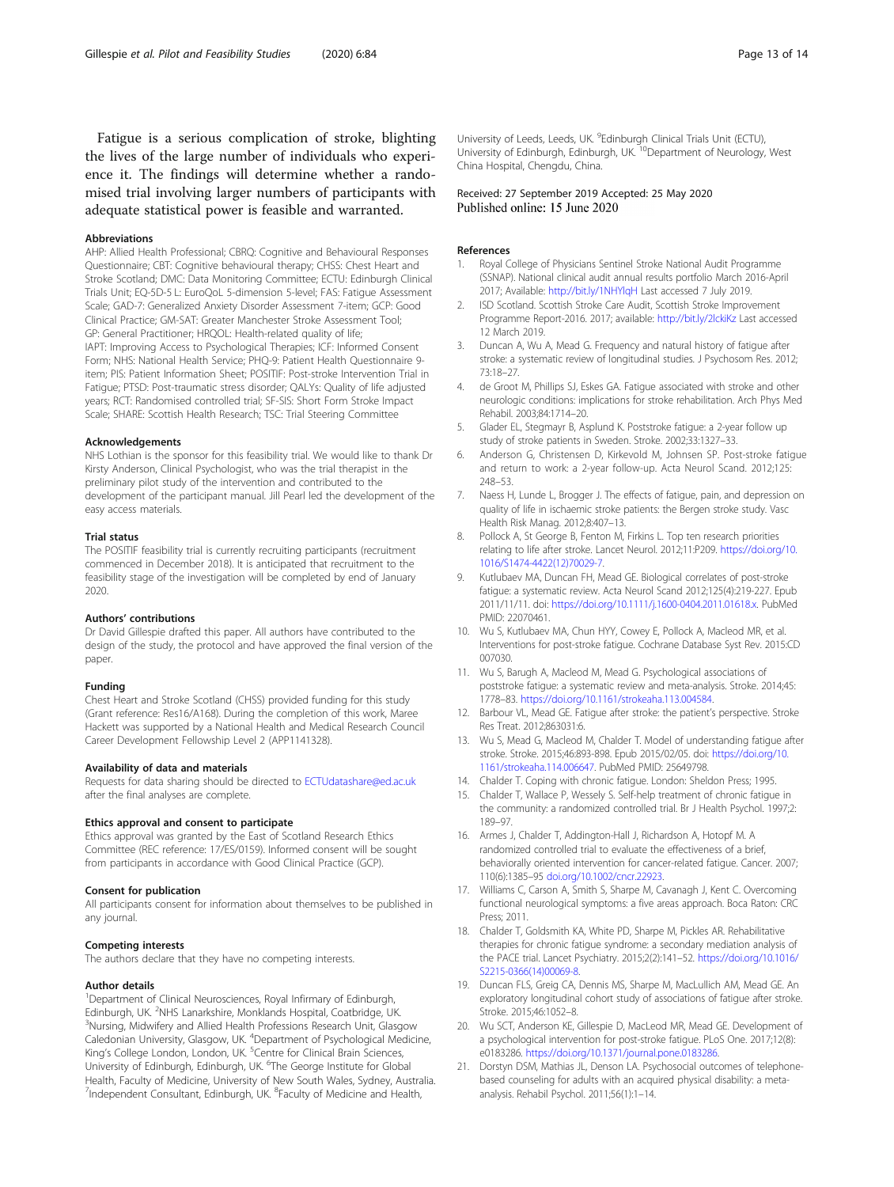Fatigue is a serious complication of stroke, blighting the lives of the large number of individuals who experience it. The findings will determine whether a randomised trial involving larger numbers of participants with adequate statistical power is feasible and warranted.

### Abbreviations

AHP: Allied Health Professional; CBRQ: Cognitive and Behavioural Responses Questionnaire; CBT: Cognitive behavioural therapy; CHSS: Chest Heart and Stroke Scotland; DMC: Data Monitoring Committee; ECTU: Edinburgh Clinical Trials Unit; EQ-5D-5 L: EuroQoL 5-dimension 5-level; FAS: Fatigue Assessment Scale; GAD-7: Generalized Anxiety Disorder Assessment 7-item; GCP: Good Clinical Practice; GM-SAT: Greater Manchester Stroke Assessment Tool; GP: General Practitioner; HRQOL: Health-related quality of life; IAPT: Improving Access to Psychological Therapies; ICF: Informed Consent Form; NHS: National Health Service; PHQ-9: Patient Health Questionnaire 9-item; PIS: Patient Information Sheet; POSITIF: Post-stroke Intervention Trial in Fatigue; PTSD: Post-traumatic stress disorder; QALYs: Quality of life adjusted years; RCT: Randomised controlled trial; SF-SIS: Short Form Stroke Impact Scale; SHARE: Scottish Health Research; TSC: Trial Steering Committee

### Acknowledgements

NHS Lothian is the sponsor for this feasibility trial. We would like to thank Dr Kirsty Anderson, Clinical Psychologist, who was the trial therapist in the preliminary pilot study of the intervention and contributed to the development of the participant manual. Jill Pearl led the development of the easy access materials.

### Trial status

The POSITIF feasibility trial is currently recruiting participants (recruitment commenced in December 2018). It is anticipated that recruitment to the feasibility stage of the investigation will be completed by end of January 2020.

### Authors' contributions

Dr David Gillespie drafted this paper. All authors have contributed to the design of the study, the protocol and have approved the final version of the paper.

### Funding

Chest Heart and Stroke Scotland (CHSS) provided funding for this study (Grant reference: Res16/A168). During the completion of this work, Maree Hackett was supported by a National Health and Medical Research Council Career Development Fellowship Level 2 (APP1141328).

### Availability of data and materials

Requests for data sharing should be directed to ECTUdatashare@ed.ac.uk after the final analyses are complete.

### Ethics approval and consent to participate

Ethics approval was granted by the East of Scotland Research Ethics Committee (REC reference: 17/ES/0159). Informed consent will be sought from participants in accordance with Good Clinical Practice (GCP).

### Consent for publication

All participants consent for information about themselves to be published in any journal.

### Competing interests

The authors declare that they have no competing interests.

### Author details

[1]Department of Clinical Neurosciences, Royal Infirmary of Edinburgh, Edinburgh, UK. [2]NHS Lanarkshire, Monklands Hospital, Coatbridge, UK. [3]Nursing, Midwifery and Allied Health Professions Research Unit, Glasgow Caledonian University, Glasgow, UK. [4]Department of Psychological Medicine, King's College London, London, UK. [5]Centre for Clinical Brain Sciences, University of Edinburgh, Edinburgh, UK. [6]The George Institute for Global Health, Faculty of Medicine, University of New South Wales, Sydney, Australia. [7]Independent Consultant, Edinburgh, UK. [8]Faculty of Medicine and Health, University of Leeds, Leeds, UK. [9]Edinburgh Clinical Trials Unit (ECTU), University of Edinburgh, Edinburgh, UK. [10]Department of Neurology, West China Hospital, Chengdu, China.

Received: 27 September 2019 Accepted: 25 May 2020
Published online: 15 June 2020

### References

1. Royal College of Physicians Sentinel Stroke National Audit Programme (SSNAP). National clinical audit annual results portfolio March 2016-April 2017; Available: http://bit.ly/1NHYlqH Last accessed 7 July 2019.
2. ISD Scotland. Scottish Stroke Care Audit, Scottish Stroke Improvement Programme Report-2016. 2017; available: http://bit.ly/2lckiKz Last accessed 12 March 2019.
3. Duncan A, Wu A, Mead G. Frequency and natural history of fatigue after stroke: a systematic review of longitudinal studies. J Psychosom Res. 2012; 73:18–27.
4. de Groot M, Phillips SJ, Eskes GA. Fatigue associated with stroke and other neurologic conditions: implications for stroke rehabilitation. Arch Phys Med Rehabil. 2003;84:1714–20.
5. Glader EL, Stegmayr B, Asplund K. Poststroke fatigue: a 2-year follow up study of stroke patients in Sweden. Stroke. 2002;33:1327–33.
6. Anderson G, Christensen D, Kirkevold M, Johnsen SP. Post-stroke fatigue and return to work: a 2-year follow-up. Acta Neurol Scand. 2012;125: 248–53.
7. Naess H, Lunde L, Brogger J. The effects of fatigue, pain, and depression on quality of life in ischaemic stroke patients: the Bergen stroke study. Vasc Health Risk Manag. 2012;8:407–13.
8. Pollock A, St George B, Fenton M, Firkins L. Top ten research priorities relating to life after stroke. Lancet Neurol. 2012;11:P209. https://doi.org/10.1016/S1474-4422(12)70029-7.
9. Kutlubaev MA, Duncan FH, Mead GE. Biological correlates of post-stroke fatigue: a systematic review. Acta Neurol Scand 2012;125(4):219-227. Epub 2011/11/11. doi: https://doi.org/10.1111/j.1600-0404.2011.01618.x. PubMed PMID: 22070461.
10. Wu S, Kutlubaev MA, Chun HYY, Cowey E, Pollock A, Macleod MR, et al. Interventions for post-stroke fatigue. Cochrane Database Syst Rev. 2015:CD 007030.
11. Wu S, Barugh A, Macleod M, Mead G. Psychological associations of poststroke fatigue: a systematic review and meta-analysis. Stroke. 2014;45: 1778–83. https://doi.org/10.1161/strokeaha.113.004584.
12. Barbour VL, Mead GE. Fatigue after stroke: the patient's perspective. Stroke Res Treat. 2012;863031:6.
13. Wu S, Mead G, Macleod M, Chalder T. Model of understanding fatigue after stroke. Stroke. 2015;46:893-898. Epub 2015/02/05. doi: https://doi.org/10.1161/strokeaha.114.006647. PubMed PMID: 25649798.
14. Chalder T. Coping with chronic fatigue. London: Sheldon Press; 1995.
15. Chalder T, Wallace P, Wessely S. Self-help treatment of chronic fatigue in the community: a randomized controlled trial. Br J Health Psychol. 1997;2: 189–97.
16. Armes J, Chalder T, Addington-Hall J, Richardson A, Hotopf M. A randomized controlled trial to evaluate the effectiveness of a brief, behaviorally oriented intervention for cancer-related fatigue. Cancer. 2007; 110(6):1385–95 doi.org/10.1002/cncr.22923.
17. Williams C, Carson A, Smith S, Sharpe M, Cavanagh J, Kent C. Overcoming functional neurological symptoms: a five areas approach. Boca Raton: CRC Press; 2011.
18. Chalder T, Goldsmith KA, White PD, Sharpe M, Pickles AR. Rehabilitative therapies for chronic fatigue syndrome: a secondary mediation analysis of the PACE trial. Lancet Psychiatry. 2015;2(2):141–52. https://doi.org/10.1016/S2215-0366(14)00069-8.
19. Duncan FLS, Greig CA, Dennis MS, Sharpe M, MacLullich AM, Mead GE. An exploratory longitudinal cohort study of associations of fatigue after stroke. Stroke. 2015;46:1052–8.
20. Wu SCT, Anderson KE, Gillespie D, MacLeod MR, Mead GE. Development of a psychological intervention for post-stroke fatigue. PLoS One. 2017;12(8): e0183286. https://doi.org/10.1371/journal.pone.0183286.
21. Dorstyn DSM, Mathias JL, Denson LA. Psychosocial outcomes of telephone-based counseling for adults with an acquired physical disability: a meta-analysis. Rehabil Psychol. 2011;56(1):1–14.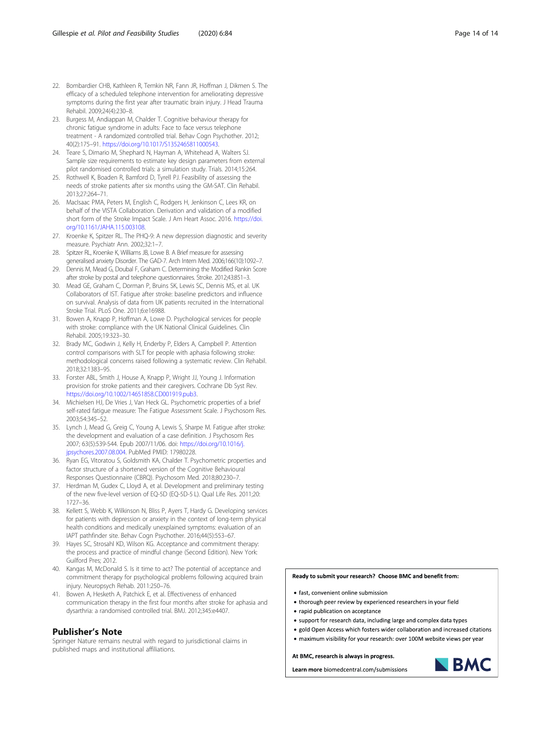22. Bombardier CHB, Kathleen R, Temkin NR, Fann JR, Hoffman J, Dikmen S. The efficacy of a scheduled telephone intervention for ameliorating depressive symptoms during the first year after traumatic brain injury. J Head Trauma Rehabil. 2009;24(4):230–8.
23. Burgess M, Andiappan M, Chalder T. Cognitive behaviour therapy for chronic fatigue syndrome in adults: Face to face versus telephone treatment - A randomized controlled trial. Behav Cogn Psychother. 2012; 40(2):175–91. https://doi.org/10.1017/S1352465811000543.
24. Teare S, Dimario M, Shephard N, Hayman A, Whitehead A, Walters SJ. Sample size requirements to estimate key design parameters from external pilot randomised controlled trials: a simulation study. Trials. 2014;15:264.
25. Rothwell K, Boaden R, Bamford D, Tyrell PJ. Feasibility of assessing the needs of stroke patients after six months using the GM-SAT. Clin Rehabil. 2013;27:264–71.
26. MacIsaac PMA, Peters M, English C, Rodgers H, Jenkinson C, Lees KR, on behalf of the VISTA Collaboration. Derivation and validation of a modified short form of the Stroke Impact Scale. J Am Heart Assoc. 2016. https://doi.org/10.1161/JAHA.115.003108.
27. Kroenke K, Spitzer RL. The PHQ-9: A new depression diagnostic and severity measure. Psychiatr Ann. 2002;32:1–7.
28. Spitzer RL, Kroenke K, Williams JB, Lowe B. A Brief measure for assessing generalised anxiety Disorder. The GAD-7. Arch Intern Med. 2006;166(10):1092–7.
29. Dennis M, Mead G, Doubal F, Graham C. Determining the Modified Rankin Score after stroke by postal and telephone questionnaires. Stroke. 2012;43:851–3.
30. Mead GE, Graham C, Dorman P, Bruins SK, Lewis SC, Dennis MS, et al. UK Collaborators of IST. Fatigue after stroke: baseline predictors and influence on survival. Analysis of data from UK patients recruited in the International Stroke Trial. PLoS One. 2011;6:e16988.
31. Bowen A, Knapp P, Hoffman A, Lowe D. Psychological services for people with stroke: compliance with the UK National Clinical Guidelines. Clin Rehabil. 2005;19:323–30.
32. Brady MC, Godwin J, Kelly H, Enderby P, Elders A, Campbell P. Attention control comparisons with SLT for people with aphasia following stroke: methodological concerns raised following a systematic review. Clin Rehabil. 2018;32:1383–95.
33. Forster ABL, Smith J, House A, Knapp P, Wright JJ, Young J. Information provision for stroke patients and their caregivers. Cochrane Db Syst Rev. https://doi.org/10.1002/14651858.CD001919.pub3.
34. Michielsen HJ, De Vries J, Van Heck GL. Psychometric properties of a brief self-rated fatigue measure: The Fatigue Assessment Scale. J Psychosom Res. 2003;54:345–52.
35. Lynch J, Mead G, Greig C, Young A, Lewis S, Sharpe M. Fatigue after stroke: the development and evaluation of a case definition. J Psychosom Res 2007; 63(5):539-544. Epub 2007/11/06. doi: https://doi.org/10.1016/j.jpsychores.2007.08.004. PubMed PMID: 17980228.
36. Ryan EG, Vitoratou S, Goldsmith KA, Chalder T. Psychometric properties and factor structure of a shortened version of the Cognitive Behavioural Responses Questionnaire (CBRQ). Psychosom Med. 2018;80:230–7.
37. Herdman M, Gudex C, Lloyd A, et al. Development and preliminary testing of the new five-level version of EQ-5D (EQ-5D-5 L). Qual Life Res. 2011;20: 1727–36.
38. Kellett S, Webb K, Wilkinson N, Bliss P, Ayers T, Hardy G. Developing services for patients with depression or anxiety in the context of long-term physical health conditions and medically unexplained symptoms: evaluation of an IAPT pathfinder site. Behav Cogn Psychother. 2016;44(5):553–67.
39. Hayes SC, Strosahl KD, Wilson KG. Acceptance and commitment therapy: the process and practice of mindful change (Second Edition). New York: Guilford Pres; 2012.
40. Kangas M, McDonald S. Is it time to act? The potential of acceptance and commitment therapy for psychological problems following acquired brain injury. Neuropsych Rehab. 2011:250–76.
41. Bowen A, Hesketh A, Patchick E, et al. Effectiveness of enhanced communication therapy in the first four months after stroke for aphasia and dysarthria: a randomised controlled trial. BMJ. 2012;345:e4407.

## Publisher's Note

Springer Nature remains neutral with regard to jurisdictional claims in published maps and institutional affiliations.

**Ready to submit your research? Choose BMC and benefit from:**

- fast, convenient online submission
- thorough peer review by experienced researchers in your field
- rapid publication on acceptance
- support for research data, including large and complex data types
- gold Open Access which fosters wider collaboration and increased citations
- maximum visibility for your research: over 100M website views per year

**At BMC, research is always in progress.**

**Learn more** biomedcentral.com/submissions